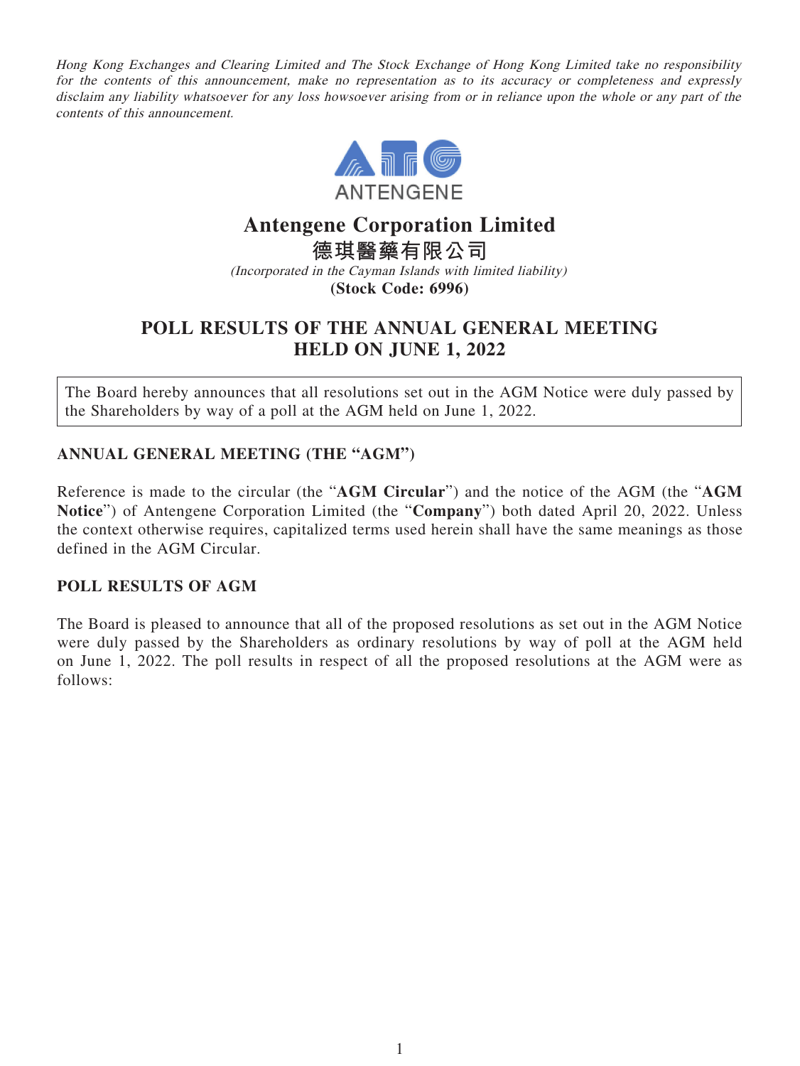*Hong Kong Exchanges and Clearing Limited and The Stock Exchange of Hong Kong Limited take no responsibility for the contents of this announcement, make no representation as to its accuracy or completeness and expressly disclaim any liability whatsoever for any loss howsoever arising from or in reliance upon the whole or any part of the contents of this announcement.*

ANTENGENE

# Antengene Corporation Limited

# 德琪醫藥有限公司

*(Incorporated in the Cayman Islands with limited liability)*

**(Stock Code: 6996)**

## POLL RESULTS OF THE ANNUAL GENERAL MEETING HELD ON JUNE 1, 2022

The Board hereby announces that all resolutions set out in the AGM Notice were duly passed by the Shareholders by way of a poll at the AGM held on June 1, 2022.

### ANNUAL GENERAL MEETING (THE "AGM")

Reference is made to the circular (the "**AGM Circular**") and the notice of the AGM (the "**AGM Notice**") of Antengene Corporation Limited (the "**Company**") both dated April 20, 2022. Unless the context otherwise requires, capitalized terms used herein shall have the same meanings as those defined in the AGM Circular.

### POLL RESULTS OF AGM

The Board is pleased to announce that all of the proposed resolutions as set out in the AGM Notice were duly passed by the Shareholders as ordinary resolutions by way of poll at the AGM held on June 1, 2022. The poll results in respect of all the proposed resolutions at the AGM were as follows: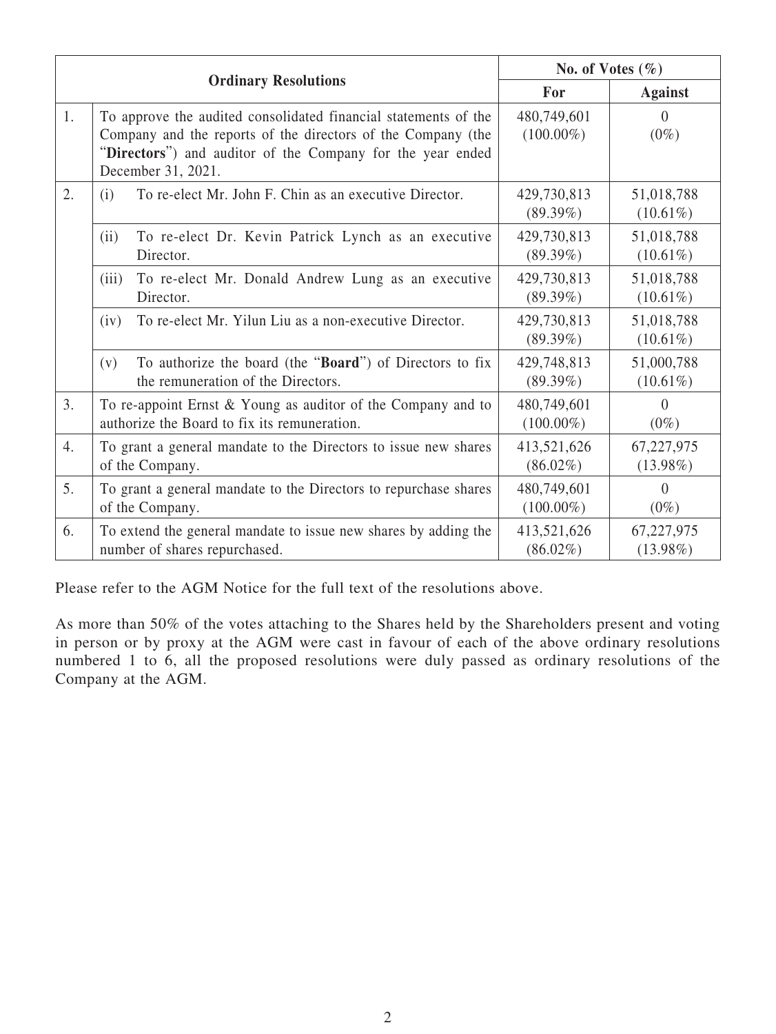| Ordinary Resolutions | | No. of Votes (%) | |
|---|---|---|---|
| | | **For** | **Against** |
| 1. | To approve the audited consolidated financial statements of the Company and the reports of the directors of the Company (the "**Directors**") and auditor of the Company for the year ended December 31, 2021. | 480,749,601 (100.00%) | 0 (0%) |
| 2. | (i) To re-elect Mr. John F. Chin as an executive Director. | 429,730,813 (89.39%) | 51,018,788 (10.61%) |
| | (ii) To re-elect Dr. Kevin Patrick Lynch as an executive Director. | 429,730,813 (89.39%) | 51,018,788 (10.61%) |
| | (iii) To re-elect Mr. Donald Andrew Lung as an executive Director. | 429,730,813 (89.39%) | 51,018,788 (10.61%) |
| | (iv) To re-elect Mr. Yilun Liu as a non-executive Director. | 429,730,813 (89.39%) | 51,018,788 (10.61%) |
| | (v) To authorize the board (the "**Board**") of Directors to fix the remuneration of the Directors. | 429,748,813 (89.39%) | 51,000,788 (10.61%) |
| 3. | To re-appoint Ernst & Young as auditor of the Company and to authorize the Board to fix its remuneration. | 480,749,601 (100.00%) | 0 (0%) |
| 4. | To grant a general mandate to the Directors to issue new shares of the Company. | 413,521,626 (86.02%) | 67,227,975 (13.98%) |
| 5. | To grant a general mandate to the Directors to repurchase shares of the Company. | 480,749,601 (100.00%) | 0 (0%) |
| 6. | To extend the general mandate to issue new shares by adding the number of shares repurchased. | 413,521,626 (86.02%) | 67,227,975 (13.98%) |

Please refer to the AGM Notice for the full text of the resolutions above.

As more than 50% of the votes attaching to the Shares held by the Shareholders present and voting in person or by proxy at the AGM were cast in favour of each of the above ordinary resolutions numbered 1 to 6, all the proposed resolutions were duly passed as ordinary resolutions of the Company at the AGM.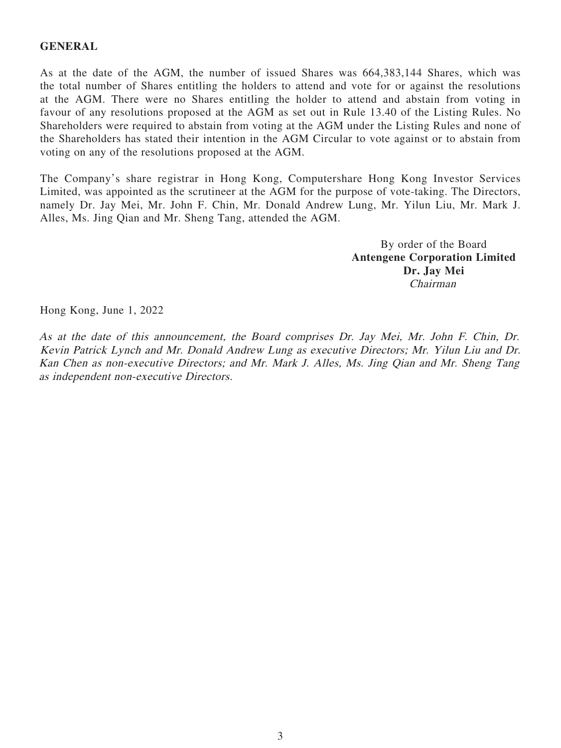**GENERAL**

As at the date of the AGM, the number of issued Shares was 664,383,144 Shares, which was the total number of Shares entitling the holders to attend and vote for or against the resolutions at the AGM. There were no Shares entitling the holder to attend and abstain from voting in favour of any resolutions proposed at the AGM as set out in Rule 13.40 of the Listing Rules. No Shareholders were required to abstain from voting at the AGM under the Listing Rules and none of the Shareholders has stated their intention in the AGM Circular to vote against or to abstain from voting on any of the resolutions proposed at the AGM.

The Company's share registrar in Hong Kong, Computershare Hong Kong Investor Services Limited, was appointed as the scrutineer at the AGM for the purpose of vote-taking. The Directors, namely Dr. Jay Mei, Mr. John F. Chin, Mr. Donald Andrew Lung, Mr. Yilun Liu, Mr. Mark J. Alles, Ms. Jing Qian and Mr. Sheng Tang, attended the AGM.

By order of the Board
**Antengene Corporation Limited**
**Dr. Jay Mei**
*Chairman*

Hong Kong, June 1, 2022

*As at the date of this announcement, the Board comprises Dr. Jay Mei, Mr. John F. Chin, Dr. Kevin Patrick Lynch and Mr. Donald Andrew Lung as executive Directors; Mr. Yilun Liu and Dr. Kan Chen as non-executive Directors; and Mr. Mark J. Alles, Ms. Jing Qian and Mr. Sheng Tang as independent non-executive Directors.*